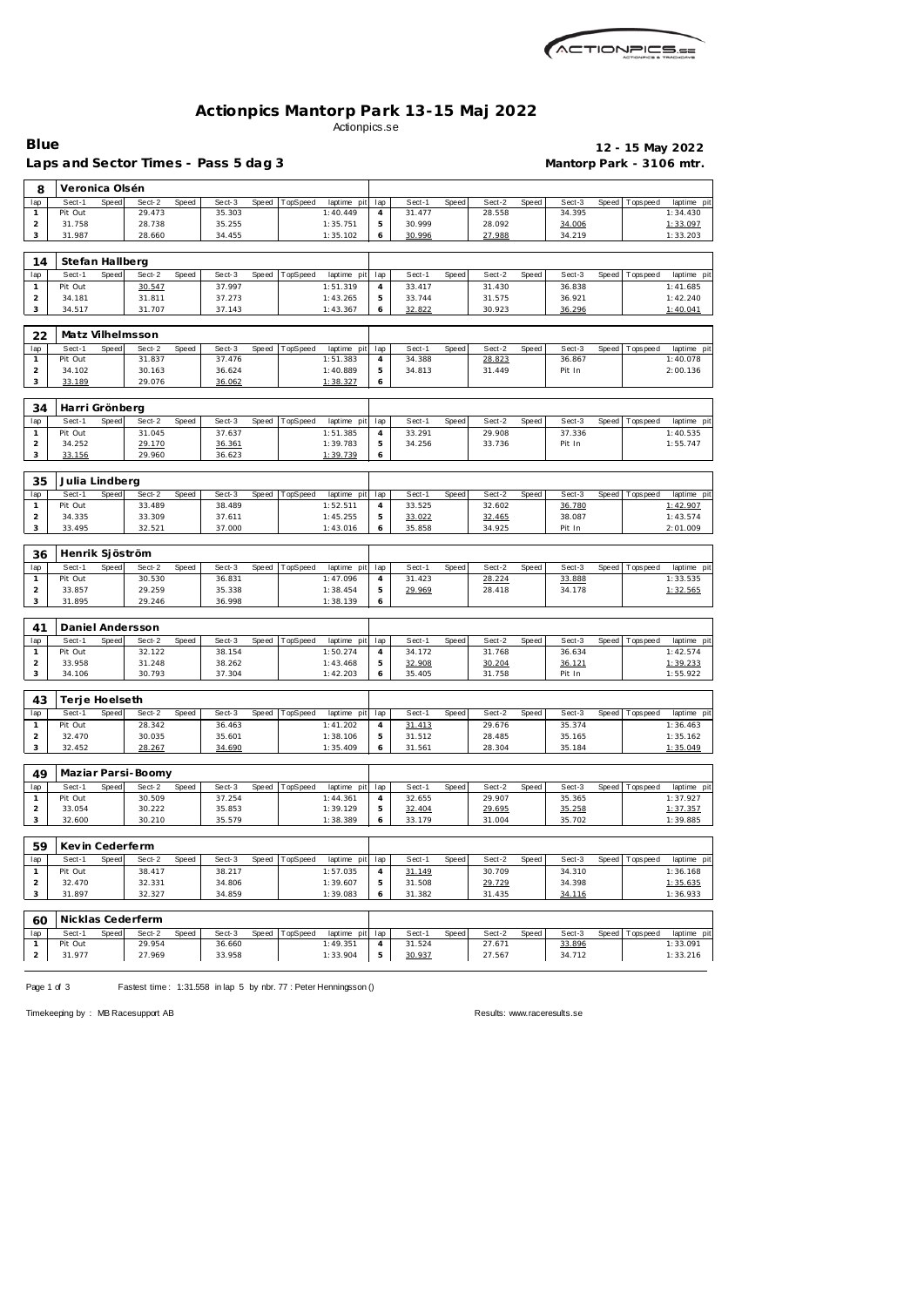# Actionpics Mantorp Park 13-15 Maj 2022

Actionpics.se

**Blue**

**12 - 15 May 2022**

**Laps and Sector Times - Pass 5 dag 3**

**Mantorp Park - 3106 mtr.**

## 8 Veronica Olsén

| lap | Sect-1 | Speed | Sect-2 | Speed | Sect-3 | Speed | TopSpeed | laptime pit | lap | Sect-1 | Speed | Sect-2 | Speed | Sect-3 | Speed | Topspeed | laptime pit |
|---|---|---|---|---|---|---|---|---|---|---|---|---|---|---|---|---|---|
| 1 | Pit Out | | 29.473 | | 35.303 | | | 1:40.449 | 4 | 31.477 | | 28.558 | | 34.395 | | | 1:34.430 |
| 2 | 31.758 | | 28.738 | | 35.255 | | | 1:35.751 | 5 | 30.999 | | 28.092 | | 34.006 | | | 1:33.097 |
| 3 | 31.987 | | 28.660 | | 34.455 | | | 1:35.102 | 6 | 30.996 | | 27.988 | | 34.219 | | | 1:33.203 |

## 14 Stefan Hallberg

| lap | Sect-1 | Speed | Sect-2 | Speed | Sect-3 | Speed | TopSpeed | laptime pit | lap | Sect-1 | Speed | Sect-2 | Speed | Sect-3 | Speed | Topspeed | laptime pit |
|---|---|---|---|---|---|---|---|---|---|---|---|---|---|---|---|---|---|
| 1 | Pit Out | | 30.547 | | 37.997 | | | 1:51.319 | 4 | 33.417 | | 31.430 | | 36.838 | | | 1:41.685 |
| 2 | 34.181 | | 31.811 | | 37.273 | | | 1:43.265 | 5 | 33.744 | | 31.575 | | 36.921 | | | 1:42.240 |
| 3 | 34.517 | | 31.707 | | 37.143 | | | 1:43.367 | 6 | 32.822 | | 30.923 | | 36.296 | | | 1:40.041 |

## 22 Matz Vilhelmsson

| lap | Sect-1 | Speed | Sect-2 | Speed | Sect-3 | Speed | TopSpeed | laptime pit | lap | Sect-1 | Speed | Sect-2 | Speed | Sect-3 | Speed | Topspeed | laptime pit |
|---|---|---|---|---|---|---|---|---|---|---|---|---|---|---|---|---|---|
| 1 | Pit Out | | 31.837 | | 37.476 | | | 1:51.383 | 4 | 34.388 | | 28.823 | | 36.867 | | | 1:40.078 |
| 2 | 34.102 | | 30.163 | | 36.624 | | | 1:40.889 | 5 | 34.813 | | 31.449 | | Pit In | | | 2:00.136 |
| 3 | 33.189 | | 29.076 | | 36.062 | | | 1:38.327 | 6 | | | | | | | | |

## 34 Harri Grönberg

| lap | Sect-1 | Speed | Sect-2 | Speed | Sect-3 | Speed | TopSpeed | laptime pit | lap | Sect-1 | Speed | Sect-2 | Speed | Sect-3 | Speed | Topspeed | laptime pit |
|---|---|---|---|---|---|---|---|---|---|---|---|---|---|---|---|---|---|
| 1 | Pit Out | | 31.045 | | 37.637 | | | 1:51.385 | 4 | 33.291 | | 29.908 | | 37.336 | | | 1:40.535 |
| 2 | 34.252 | | 29.170 | | 36.361 | | | 1:39.783 | 5 | 34.256 | | 33.736 | | Pit In | | | 1:55.747 |
| 3 | 33.156 | | 29.960 | | 36.623 | | | 1:39.739 | 6 | | | | | | | | |

## 35 Julia Lindberg

| lap | Sect-1 | Speed | Sect-2 | Speed | Sect-3 | Speed | TopSpeed | laptime pit | lap | Sect-1 | Speed | Sect-2 | Speed | Sect-3 | Speed | Topspeed | laptime pit |
|---|---|---|---|---|---|---|---|---|---|---|---|---|---|---|---|---|---|
| 1 | Pit Out | | 33.489 | | 38.489 | | | 1:52.511 | 4 | 33.525 | | 32.602 | | 36.780 | | | 1:42.907 |
| 2 | 34.335 | | 33.309 | | 37.611 | | | 1:45.255 | 5 | 33.022 | | 32.465 | | 38.087 | | | 1:43.574 |
| 3 | 33.495 | | 32.521 | | 37.000 | | | 1:43.016 | 6 | 35.858 | | 34.925 | | Pit In | | | 2:01.009 |

## 36 Henrik Sjöström

| lap | Sect-1 | Speed | Sect-2 | Speed | Sect-3 | Speed | TopSpeed | laptime pit | lap | Sect-1 | Speed | Sect-2 | Speed | Sect-3 | Speed | Topspeed | laptime pit |
|---|---|---|---|---|---|---|---|---|---|---|---|---|---|---|---|---|---|
| 1 | Pit Out | | 30.530 | | 36.831 | | | 1:47.096 | 4 | 31.423 | | 28.224 | | 33.888 | | | 1:33.535 |
| 2 | 33.857 | | 29.259 | | 35.338 | | | 1:38.454 | 5 | 29.969 | | 28.418 | | 34.178 | | | 1:32.565 |
| 3 | 31.895 | | 29.246 | | 36.998 | | | 1:38.139 | 6 | | | | | | | | |

## 41 Daniel Andersson

| lap | Sect-1 | Speed | Sect-2 | Speed | Sect-3 | Speed | TopSpeed | laptime pit | lap | Sect-1 | Speed | Sect-2 | Speed | Sect-3 | Speed | Topspeed | laptime pit |
|---|---|---|---|---|---|---|---|---|---|---|---|---|---|---|---|---|---|
| 1 | Pit Out | | 32.122 | | 38.154 | | | 1:50.274 | 4 | 34.172 | | 31.768 | | 36.634 | | | 1:42.574 |
| 2 | 33.958 | | 31.248 | | 38.262 | | | 1:43.468 | 5 | 32.908 | | 30.204 | | 36.121 | | | 1:39.233 |
| 3 | 34.106 | | 30.793 | | 37.304 | | | 1:42.203 | 6 | 35.405 | | 31.758 | | Pit In | | | 1:55.922 |

## 43 Terje Hoelseth

| lap | Sect-1 | Speed | Sect-2 | Speed | Sect-3 | Speed | TopSpeed | laptime pit | lap | Sect-1 | Speed | Sect-2 | Speed | Sect-3 | Speed | Topspeed | laptime pit |
|---|---|---|---|---|---|---|---|---|---|---|---|---|---|---|---|---|---|
| 1 | Pit Out | | 28.342 | | 36.463 | | | 1:41.202 | 4 | 31.413 | | 29.676 | | 35.374 | | | 1:36.463 |
| 2 | 32.470 | | 30.035 | | 35.601 | | | 1:38.106 | 5 | 31.512 | | 28.485 | | 35.165 | | | 1:35.162 |
| 3 | 32.452 | | 28.267 | | 34.690 | | | 1:35.409 | 6 | 31.561 | | 28.304 | | 35.184 | | | 1:35.049 |

## 49 Maziar Parsi-Boomy

| lap | Sect-1 | Speed | Sect-2 | Speed | Sect-3 | Speed | TopSpeed | laptime pit | lap | Sect-1 | Speed | Sect-2 | Speed | Sect-3 | Speed | Topspeed | laptime pit |
|---|---|---|---|---|---|---|---|---|---|---|---|---|---|---|---|---|---|
| 1 | Pit Out | | 30.509 | | 37.254 | | | 1:44.361 | 4 | 32.655 | | 29.907 | | 35.365 | | | 1:37.927 |
| 2 | 33.054 | | 30.222 | | 35.853 | | | 1:39.129 | 5 | 32.404 | | 29.695 | | 35.258 | | | 1:37.357 |
| 3 | 32.600 | | 30.210 | | 35.579 | | | 1:38.389 | 6 | 33.179 | | 31.004 | | 35.702 | | | 1:39.885 |

## 59 Kevin Cederferm

| lap | Sect-1 | Speed | Sect-2 | Speed | Sect-3 | Speed | TopSpeed | laptime pit | lap | Sect-1 | Speed | Sect-2 | Speed | Sect-3 | Speed | Topspeed | laptime pit |
|---|---|---|---|---|---|---|---|---|---|---|---|---|---|---|---|---|---|
| 1 | Pit Out | | 38.417 | | 38.217 | | | 1:57.035 | 4 | 31.149 | | 30.709 | | 34.310 | | | 1:36.168 |
| 2 | 32.470 | | 32.331 | | 34.806 | | | 1:39.607 | 5 | 31.508 | | 29.729 | | 34.398 | | | 1:35.635 |
| 3 | 31.897 | | 32.327 | | 34.859 | | | 1:39.083 | 6 | 31.382 | | 31.435 | | 34.116 | | | 1:36.933 |

## 60 Nicklas Cederferm

| lap | Sect-1 | Speed | Sect-2 | Speed | Sect-3 | Speed | TopSpeed | laptime pit | lap | Sect-1 | Speed | Sect-2 | Speed | Sect-3 | Speed | Topspeed | laptime pit |
|---|---|---|---|---|---|---|---|---|---|---|---|---|---|---|---|---|---|
| 1 | Pit Out | | 29.954 | | 36.660 | | | 1:49.351 | 4 | 31.524 | | 27.671 | | 33.896 | | | 1:33.091 |
| 2 | 31.977 | | 27.969 | | 33.958 | | | 1:33.904 | 5 | 30.937 | | 27.567 | | 34.712 | | | 1:33.216 |

Fastest time : 1:31.558 in lap 5 by nbr. 77 : Peter Henningsson ()

Timekeeping by : MB Racesupport AB

Results: www.raceresults.se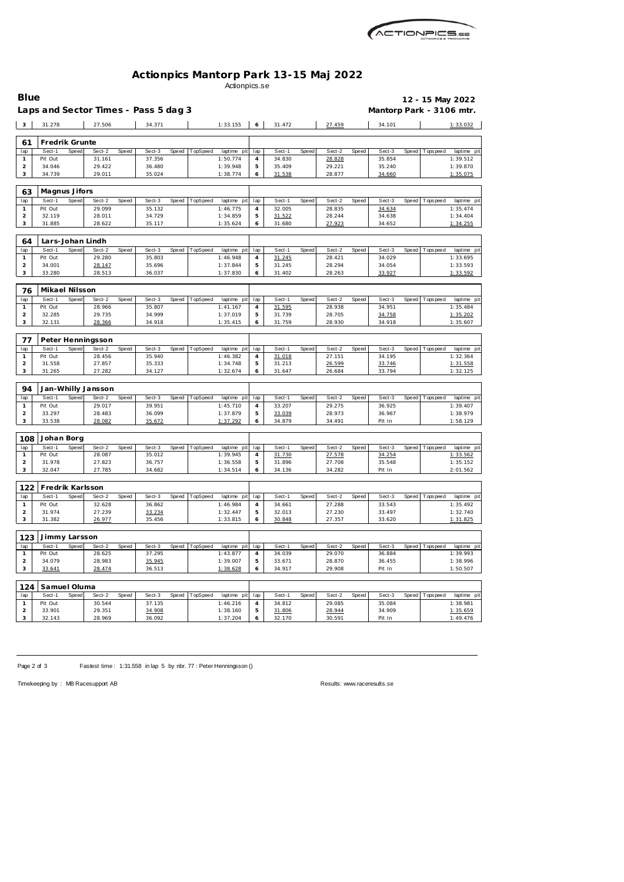# Actionpics Mantorp Park 13-15 Maj 2022

Actionpics.se

**Blue** — **12 - 15 May 2022**

**Laps and Sector Times - Pass 5 dag 3** — **Mantorp Park - 3106 mtr.**

| 3 | 31.278 | | 27.506 | | 34.371 | | | 1:33.155 | 6 | 31.472 | | 27.459 | | 34.101 | | | 1:33.032 |
|---|---|---|---|---|---|---|---|---|---|---|---|---|---|---|---|---|---|

## 61 Fredrik Grunte

| lap | Sect-1 | Speed | Sect-2 | Speed | Sect-3 | Speed | TopSpeed | laptime pit | lap | Sect-1 | Speed | Sect-2 | Speed | Sect-3 | Speed | Topspeed | laptime pit |
|---|---|---|---|---|---|---|---|---|---|---|---|---|---|---|---|---|---|
| 1 | Pit Out | | 31.161 | | 37.356 | | | 1:50.774 | 4 | 34.830 | | 28.828 | | 35.854 | | | 1:39.512 |
| 2 | 34.046 | | 29.422 | | 36.480 | | | 1:39.948 | 5 | 35.409 | | 29.221 | | 35.240 | | | 1:39.870 |
| 3 | 34.739 | | 29.011 | | 35.024 | | | 1:38.774 | 6 | 31.538 | | 28.877 | | 34.660 | | | 1:35.075 |

## 63 Magnus Jifors

| lap | Sect-1 | Speed | Sect-2 | Speed | Sect-3 | Speed | TopSpeed | laptime pit | lap | Sect-1 | Speed | Sect-2 | Speed | Sect-3 | Speed | Topspeed | laptime pit |
|---|---|---|---|---|---|---|---|---|---|---|---|---|---|---|---|---|---|
| 1 | Pit Out | | 29.099 | | 35.132 | | | 1:46.775 | 4 | 32.005 | | 28.835 | | 34.634 | | | 1:35.474 |
| 2 | 32.119 | | 28.011 | | 34.729 | | | 1:34.859 | 5 | 31.522 | | 28.244 | | 34.638 | | | 1:34.404 |
| 3 | 31.885 | | 28.622 | | 35.117 | | | 1:35.624 | 6 | 31.680 | | 27.923 | | 34.652 | | | 1:34.255 |

## 64 Lars-Johan Lindh

| lap | Sect-1 | Speed | Sect-2 | Speed | Sect-3 | Speed | TopSpeed | laptime pit | lap | Sect-1 | Speed | Sect-2 | Speed | Sect-3 | Speed | Topspeed | laptime pit |
|---|---|---|---|---|---|---|---|---|---|---|---|---|---|---|---|---|---|
| 1 | Pit Out | | 29.280 | | 35.803 | | | 1:46.948 | 4 | 31.245 | | 28.421 | | 34.029 | | | 1:33.695 |
| 2 | 34.001 | | 28.147 | | 35.696 | | | 1:37.844 | 5 | 31.245 | | 28.294 | | 34.054 | | | 1:33.593 |
| 3 | 33.280 | | 28.513 | | 36.037 | | | 1:37.830 | 6 | 31.402 | | 28.263 | | 33.927 | | | 1:33.592 |

## 76 Mikael Nilsson

| lap | Sect-1 | Speed | Sect-2 | Speed | Sect-3 | Speed | TopSpeed | laptime pit | lap | Sect-1 | Speed | Sect-2 | Speed | Sect-3 | Speed | Topspeed | laptime pit |
|---|---|---|---|---|---|---|---|---|---|---|---|---|---|---|---|---|---|
| 1 | Pit Out | | 28.966 | | 35.807 | | | 1:41.167 | 4 | 31.595 | | 28.938 | | 34.951 | | | 1:35.484 |
| 2 | 32.285 | | 29.735 | | 34.999 | | | 1:37.019 | 5 | 31.739 | | 28.705 | | 34.758 | | | 1:35.202 |
| 3 | 32.131 | | 28.366 | | 34.918 | | | 1:35.415 | 6 | 31.759 | | 28.930 | | 34.918 | | | 1:35.607 |

## 77 Peter Henningsson

| lap | Sect-1 | Speed | Sect-2 | Speed | Sect-3 | Speed | TopSpeed | laptime pit | lap | Sect-1 | Speed | Sect-2 | Speed | Sect-3 | Speed | Topspeed | laptime pit |
|---|---|---|---|---|---|---|---|---|---|---|---|---|---|---|---|---|---|
| 1 | Pit Out | | 28.456 | | 35.940 | | | 1:46.382 | 4 | 31.018 | | 27.151 | | 34.195 | | | 1:32.364 |
| 2 | 31.558 | | 27.857 | | 35.333 | | | 1:34.748 | 5 | 31.213 | | 26.599 | | 33.746 | | | 1:31.558 |
| 3 | 31.265 | | 27.282 | | 34.127 | | | 1:32.674 | 6 | 31.647 | | 26.684 | | 33.794 | | | 1:32.125 |

## 94 Jan-Whilly Jansson

| lap | Sect-1 | Speed | Sect-2 | Speed | Sect-3 | Speed | TopSpeed | laptime pit | lap | Sect-1 | Speed | Sect-2 | Speed | Sect-3 | Speed | Topspeed | laptime pit |
|---|---|---|---|---|---|---|---|---|---|---|---|---|---|---|---|---|---|
| 1 | Pit Out | | 29.017 | | 39.951 | | | 1:45.710 | 4 | 33.207 | | 29.275 | | 36.925 | | | 1:39.407 |
| 2 | 33.297 | | 28.483 | | 36.099 | | | 1:37.879 | 5 | 33.039 | | 28.973 | | 36.967 | | | 1:38.979 |
| 3 | 33.538 | | 28.082 | | 35.672 | | | 1:37.292 | 6 | 34.879 | | 34.491 | | Pit In | | | 1:58.129 |

## 108 Johan Borg

| lap | Sect-1 | Speed | Sect-2 | Speed | Sect-3 | Speed | TopSpeed | laptime pit | lap | Sect-1 | Speed | Sect-2 | Speed | Sect-3 | Speed | Topspeed | laptime pit |
|---|---|---|---|---|---|---|---|---|---|---|---|---|---|---|---|---|---|
| 1 | Pit Out | | 28.087 | | 35.012 | | | 1:39.945 | 4 | 31.730 | | 27.578 | | 34.254 | | | 1:33.562 |
| 2 | 31.978 | | 27.823 | | 36.757 | | | 1:36.558 | 5 | 31.896 | | 27.708 | | 35.548 | | | 1:35.152 |
| 3 | 32.047 | | 27.785 | | 34.682 | | | 1:34.514 | 6 | 34.136 | | 34.282 | | Pit In | | | 2:01.562 |

## 122 Fredrik Karlsson

| lap | Sect-1 | Speed | Sect-2 | Speed | Sect-3 | Speed | TopSpeed | laptime pit | lap | Sect-1 | Speed | Sect-2 | Speed | Sect-3 | Speed | Topspeed | laptime pit |
|---|---|---|---|---|---|---|---|---|---|---|---|---|---|---|---|---|---|
| 1 | Pit Out | | 32.628 | | 36.862 | | | 1:46.984 | 4 | 34.661 | | 27.288 | | 33.543 | | | 1:35.492 |
| 2 | 31.974 | | 27.239 | | 33.234 | | | 1:32.447 | 5 | 32.013 | | 27.230 | | 33.497 | | | 1:32.740 |
| 3 | 31.382 | | 26.977 | | 35.456 | | | 1:33.815 | 6 | 30.848 | | 27.357 | | 33.620 | | | 1:31.825 |

## 123 Jimmy Larsson

| lap | Sect-1 | Speed | Sect-2 | Speed | Sect-3 | Speed | TopSpeed | laptime pit | lap | Sect-1 | Speed | Sect-2 | Speed | Sect-3 | Speed | Topspeed | laptime pit |
|---|---|---|---|---|---|---|---|---|---|---|---|---|---|---|---|---|---|
| 1 | Pit Out | | 28.625 | | 37.295 | | | 1:43.877 | 4 | 34.039 | | 29.070 | | 36.884 | | | 1:39.993 |
| 2 | 34.079 | | 28.983 | | 35.945 | | | 1:39.007 | 5 | 33.671 | | 28.870 | | 36.455 | | | 1:38.996 |
| 3 | 33.641 | | 28.474 | | 36.513 | | | 1:38.628 | 6 | 34.917 | | 29.908 | | Pit In | | | 1:50.507 |

## 124 Samuel Oluma

| lap | Sect-1 | Speed | Sect-2 | Speed | Sect-3 | Speed | TopSpeed | laptime pit | lap | Sect-1 | Speed | Sect-2 | Speed | Sect-3 | Speed | Topspeed | laptime pit |
|---|---|---|---|---|---|---|---|---|---|---|---|---|---|---|---|---|---|
| 1 | Pit Out | | 30.544 | | 37.135 | | | 1:46.216 | 4 | 34.812 | | 29.085 | | 35.084 | | | 1:38.981 |
| 2 | 33.901 | | 29.351 | | 34.908 | | | 1:38.160 | 5 | 31.806 | | 28.944 | | 34.909 | | | 1:35.659 |
| 3 | 32.143 | | 28.969 | | 36.092 | | | 1:37.204 | 6 | 32.170 | | 30.591 | | Pit In | | | 1:49.476 |

Fastest time : 1:31.558 in lap 5 by nbr. 77 : Peter Henningsson ()

Timekeeping by : MB Racesupport AB — Results: www.raceresults.se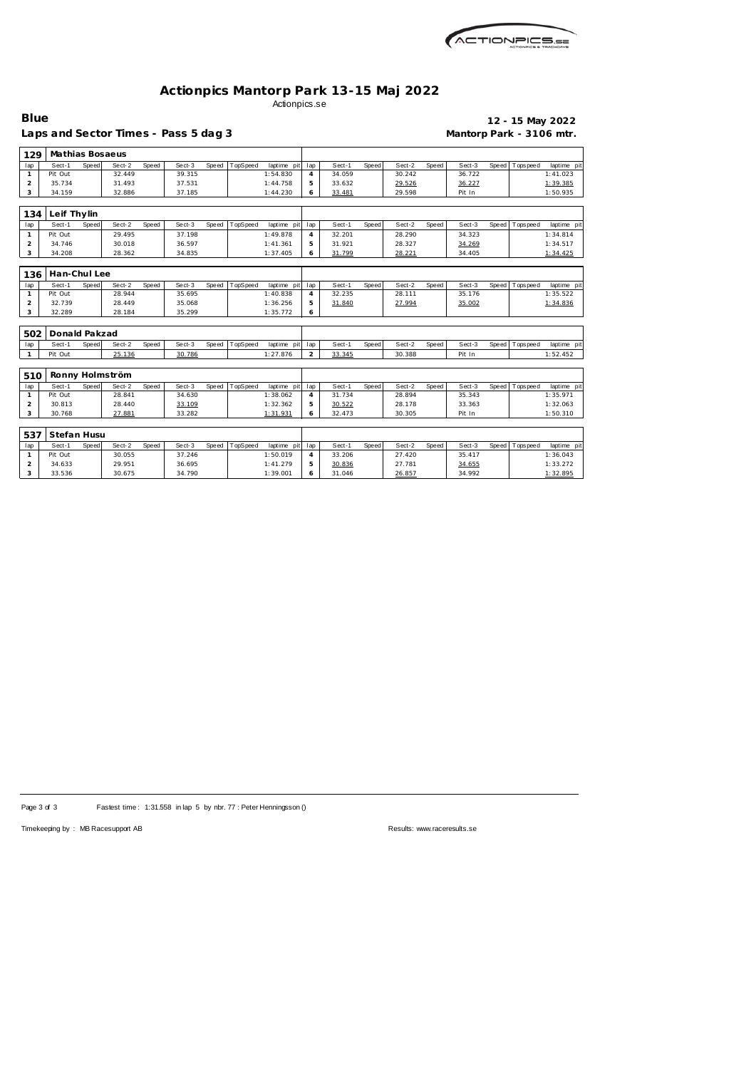# Actionpics Mantorp Park 13-15 Maj 2022

Actionpics.se

**Blue** — 12 - 15 May 2022

**Laps and Sector Times - Pass 5 dag 3** — Mantorp Park - 3106 mtr.

## 129 Mathias Bosaeus

| lap | Sect-1 | Speed | Sect-2 | Speed | Sect-3 | Speed | TopSpeed | laptime pit | lap | Sect-1 | Speed | Sect-2 | Speed | Sect-3 | Speed | Topspeed | laptime pit |
|---|---|---|---|---|---|---|---|---|---|---|---|---|---|---|---|---|---|
| 1 | Pit Out | | 32.449 | | 39.315 | | | 1:54.830 | 4 | 34.059 | | 30.242 | | 36.722 | | | 1:41.023 |
| 2 | 35.734 | | 31.493 | | 37.531 | | | 1:44.758 | 5 | 33.632 | | 29.526 | | 36.227 | | | 1:39.385 |
| 3 | 34.159 | | 32.886 | | 37.185 | | | 1:44.230 | 6 | 33.481 | | 29.598 | | Pit In | | | 1:50.935 |

## 134 Leif Thylin

| lap | Sect-1 | Speed | Sect-2 | Speed | Sect-3 | Speed | TopSpeed | laptime pit | lap | Sect-1 | Speed | Sect-2 | Speed | Sect-3 | Speed | Topspeed | laptime pit |
|---|---|---|---|---|---|---|---|---|---|---|---|---|---|---|---|---|---|
| 1 | Pit Out | | 29.495 | | 37.198 | | | 1:49.878 | 4 | 32.201 | | 28.290 | | 34.323 | | | 1:34.814 |
| 2 | 34.746 | | 30.018 | | 36.597 | | | 1:41.361 | 5 | 31.921 | | 28.327 | | 34.269 | | | 1:34.517 |
| 3 | 34.208 | | 28.362 | | 34.835 | | | 1:37.405 | 6 | 31.799 | | 28.221 | | 34.405 | | | 1:34.425 |

## 136 Han-Chul Lee

| lap | Sect-1 | Speed | Sect-2 | Speed | Sect-3 | Speed | TopSpeed | laptime pit | lap | Sect-1 | Speed | Sect-2 | Speed | Sect-3 | Speed | Topspeed | laptime pit |
|---|---|---|---|---|---|---|---|---|---|---|---|---|---|---|---|---|---|
| 1 | Pit Out | | 28.944 | | 35.695 | | | 1:40.838 | 4 | 32.235 | | 28.111 | | 35.176 | | | 1:35.522 |
| 2 | 32.739 | | 28.449 | | 35.068 | | | 1:36.256 | 5 | 31.840 | | 27.994 | | 35.002 | | | 1:34.836 |
| 3 | 32.289 | | 28.184 | | 35.299 | | | 1:35.772 | 6 | | | | | | | | |

## 502 Donald Pakzad

| lap | Sect-1 | Speed | Sect-2 | Speed | Sect-3 | Speed | TopSpeed | laptime pit | lap | Sect-1 | Speed | Sect-2 | Speed | Sect-3 | Speed | Topspeed | laptime pit |
|---|---|---|---|---|---|---|---|---|---|---|---|---|---|---|---|---|---|
| 1 | Pit Out | | 25.136 | | 30.786 | | | 1:27.876 | 2 | 33.345 | | 30.388 | | Pit In | | | 1:52.452 |

## 510 Ronny Holmström

| lap | Sect-1 | Speed | Sect-2 | Speed | Sect-3 | Speed | TopSpeed | laptime pit | lap | Sect-1 | Speed | Sect-2 | Speed | Sect-3 | Speed | Topspeed | laptime pit |
|---|---|---|---|---|---|---|---|---|---|---|---|---|---|---|---|---|---|
| 1 | Pit Out | | 28.841 | | 34.630 | | | 1:38.062 | 4 | 31.734 | | 28.894 | | 35.343 | | | 1:35.971 |
| 2 | 30.813 | | 28.440 | | 33.109 | | | 1:32.362 | 5 | 30.522 | | 28.178 | | 33.363 | | | 1:32.063 |
| 3 | 30.768 | | 27.881 | | 33.282 | | | 1:31.931 | 6 | 32.473 | | 30.305 | | Pit In | | | 1:50.310 |

## 537 Stefan Husu

| lap | Sect-1 | Speed | Sect-2 | Speed | Sect-3 | Speed | TopSpeed | laptime pit | lap | Sect-1 | Speed | Sect-2 | Speed | Sect-3 | Speed | Topspeed | laptime pit |
|---|---|---|---|---|---|---|---|---|---|---|---|---|---|---|---|---|---|
| 1 | Pit Out | | 30.055 | | 37.246 | | | 1:50.019 | 4 | 33.206 | | 27.420 | | 35.417 | | | 1:36.043 |
| 2 | 34.633 | | 29.951 | | 36.695 | | | 1:41.279 | 5 | 30.836 | | 27.781 | | 34.655 | | | 1:33.272 |
| 3 | 33.536 | | 30.675 | | 34.790 | | | 1:39.001 | 6 | 31.046 | | 26.857 | | 34.992 | | | 1:32.895 |

Fastest time : 1:31.558 in lap 5 by nbr. 77 : Peter Henningsson ()

Timekeeping by : MB Racesupport AB

Results: www.raceresults.se